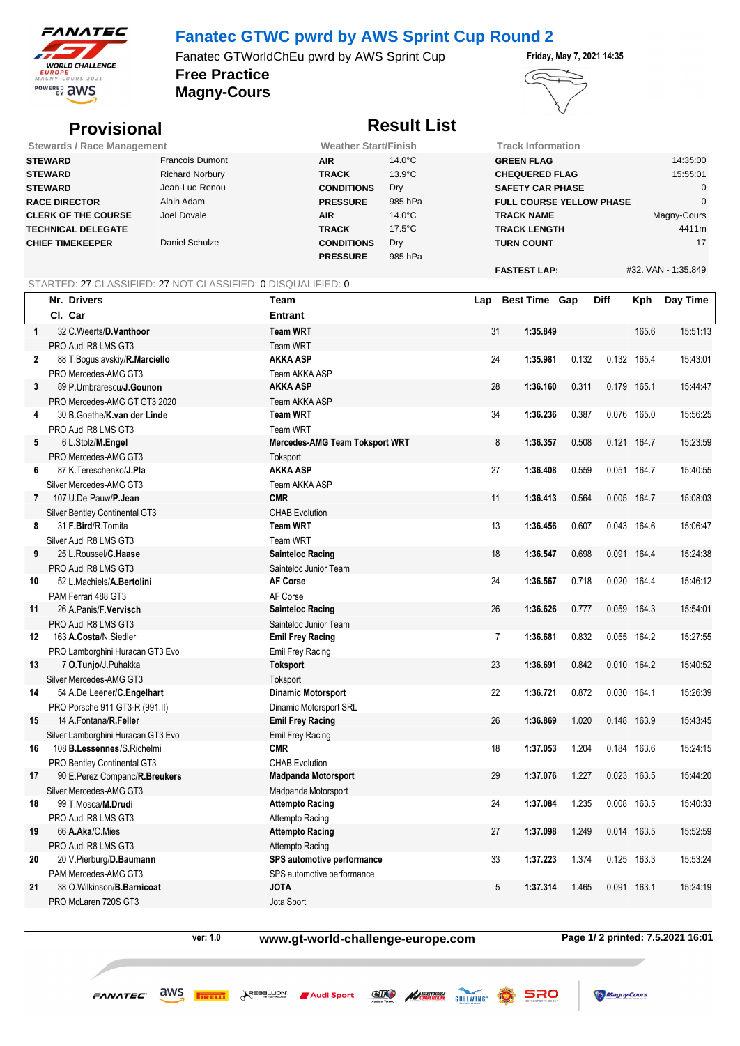# Fanatec GTWC pwrd by AWS Sprint Cup Round 2

Fanatec GTWorldChEu pwrd by AWS Sprint Cup

**Friday, May 7, 2021 14:35**

## Free Practice
## Magny-Cours

## Provisional

## Result List

| Stewards / Race Management | | Weather Start/Finish | | Track Information | |
|---|---|---|---|---|---|
| **STEWARD** | Francois Dumont | **AIR** | 14.0°C | **GREEN FLAG** | 14:35:00 |
| **STEWARD** | Richard Norbury | **TRACK** | 13.9°C | **CHEQUERED FLAG** | 15:55:01 |
| **STEWARD** | Jean-Luc Renou | **CONDITIONS** | Dry | **SAFETY CAR PHASE** | 0 |
| **RACE DIRECTOR** | Alain Adam | **PRESSURE** | 985 hPa | **FULL COURSE YELLOW PHASE** | 0 |
| **CLERK OF THE COURSE** | Joel Dovale | **AIR** | 14.0°C | **TRACK NAME** | Magny-Cours |
| **TECHNICAL DELEGATE** | | **TRACK** | 17.5°C | **TRACK LENGTH** | 4411m |
| **CHIEF TIMEKEEPER** | Daniel Schulze | **CONDITIONS** | Dry | **TURN COUNT** | 17 |
| | | **PRESSURE** | 985 hPa | | |
| | | | | **FASTEST LAP:** | #32. VAN - 1:35.849 |

STARTED: 27 CLASSIFIED: 27 NOT CLASSIFIED: 0 DISQUALIFIED: 0

| | Nr. Drivers / Cl. Car | Team / Entrant | Lap | Best Time | Gap | Diff | Kph | Day Time |
|---|---|---|---|---|---|---|---|---|
| 1 | 32 C.Weerts/**D.Vanthoor** | **Team WRT** | 31 | **1:35.849** | | | 165.6 | 15:51:13 |
| | PRO Audi R8 LMS GT3 | Team WRT | | | | | | |
| 2 | 88 T.Boguslavskiy/**R.Marciello** | **AKKA ASP** | 24 | **1:35.981** | 0.132 | 0.132 | 165.4 | 15:43:01 |
| | PRO Mercedes-AMG GT3 | Team AKKA ASP | | | | | | |
| 3 | 89 P.Umbrarescu/**J.Gounon** | **AKKA ASP** | 28 | **1:36.160** | 0.311 | 0.179 | 165.1 | 15:44:47 |
| | PRO Mercedes-AMG GT GT3 2020 | Team AKKA ASP | | | | | | |
| 4 | 30 B.Goethe/**K.van der Linde** | **Team WRT** | 34 | **1:36.236** | 0.387 | 0.076 | 165.0 | 15:56:25 |
| | PRO Audi R8 LMS GT3 | Team WRT | | | | | | |
| 5 | 6 L.Stolz/**M.Engel** | **Mercedes-AMG Team Toksport WRT** | 8 | **1:36.357** | 0.508 | 0.121 | 164.7 | 15:23:59 |
| | PRO Mercedes-AMG GT3 | Toksport | | | | | | |
| 6 | 87 K.Tereschenko/**J.Pla** | **AKKA ASP** | 27 | **1:36.408** | 0.559 | 0.051 | 164.7 | 15:40:55 |
| | Silver Mercedes-AMG GT3 | Team AKKA ASP | | | | | | |
| 7 | 107 U.De Pauw/**P.Jean** | **CMR** | 11 | **1:36.413** | 0.564 | 0.005 | 164.7 | 15:08:03 |
| | Silver Bentley Continental GT3 | CHAB Evolution | | | | | | |
| 8 | 31 **F.Bird**/R.Tomita | **Team WRT** | 13 | **1:36.456** | 0.607 | 0.043 | 164.6 | 15:06:47 |
| | Silver Audi R8 LMS GT3 | Team WRT | | | | | | |
| 9 | 25 L.Roussel/**C.Haase** | **Sainteloc Racing** | 18 | **1:36.547** | 0.698 | 0.091 | 164.4 | 15:24:38 |
| | PRO Audi R8 LMS GT3 | Sainteloc Junior Team | | | | | | |
| 10 | 52 L.Machiels/**A.Bertolini** | **AF Corse** | 24 | **1:36.567** | 0.718 | 0.020 | 164.4 | 15:46:12 |
| | PAM Ferrari 488 GT3 | AF Corse | | | | | | |
| 11 | 26 A.Panis/**F.Vervisch** | **Sainteloc Racing** | 26 | **1:36.626** | 0.777 | 0.059 | 164.3 | 15:54:01 |
| | PRO Audi R8 LMS GT3 | Sainteloc Junior Team | | | | | | |
| 12 | 163 **A.Costa**/N.Siedler | **Emil Frey Racing** | 7 | **1:36.681** | 0.832 | 0.055 | 164.2 | 15:27:55 |
| | PRO Lamborghini Huracan GT3 Evo | Emil Frey Racing | | | | | | |
| 13 | 7 **O.Tunjo**/J.Puhakka | **Toksport** | 23 | **1:36.691** | 0.842 | 0.010 | 164.2 | 15:40:52 |
| | Silver Mercedes-AMG GT3 | Toksport | | | | | | |
| 14 | 54 A.De Leener/**C.Engelhart** | **Dinamic Motorsport** | 22 | **1:36.721** | 0.872 | 0.030 | 164.1 | 15:26:39 |
| | PRO Porsche 911 GT3-R (991.II) | Dinamic Motorsport SRL | | | | | | |
| 15 | 14 A.Fontana/**R.Feller** | **Emil Frey Racing** | 26 | **1:36.869** | 1.020 | 0.148 | 163.9 | 15:43:45 |
| | Silver Lamborghini Huracan GT3 Evo | Emil Frey Racing | | | | | | |
| 16 | 108 **B.Lessennes**/S.Richelmi | **CMR** | 18 | **1:37.053** | 1.204 | 0.184 | 163.6 | 15:24:15 |
| | PRO Bentley Continental GT3 | CHAB Evolution | | | | | | |
| 17 | 90 E.Perez Companc/**R.Breukers** | **Madpanda Motorsport** | 29 | **1:37.076** | 1.227 | 0.023 | 163.5 | 15:44:20 |
| | Silver Mercedes-AMG GT3 | Madpanda Motorsport | | | | | | |
| 18 | 99 T.Mosca/**M.Drudi** | **Attempto Racing** | 24 | **1:37.084** | 1.235 | 0.008 | 163.5 | 15:40:33 |
| | PRO Audi R8 LMS GT3 | Attempto Racing | | | | | | |
| 19 | 66 **A.Aka**/C.Mies | **Attempto Racing** | 27 | **1:37.098** | 1.249 | 0.014 | 163.5 | 15:52:59 |
| | PRO Audi R8 LMS GT3 | Attempto Racing | | | | | | |
| 20 | 20 V.Pierburg/**D.Baumann** | **SPS automotive performance** | 33 | **1:37.223** | 1.374 | 0.125 | 163.3 | 15:53:24 |
| | PAM Mercedes-AMG GT3 | SPS automotive performance | | | | | | |
| 21 | 38 O.Wilkinson/**B.Barnicoat** | **JOTA** | 5 | **1:37.314** | 1.465 | 0.091 | 163.1 | 15:24:19 |
| | PRO McLaren 720S GT3 | Jota Sport | | | | | | |

ver: 1.0 | **www.gt-world-challenge-europe.com** | **Page 1/ 2 printed: 7.5.2021 16:01**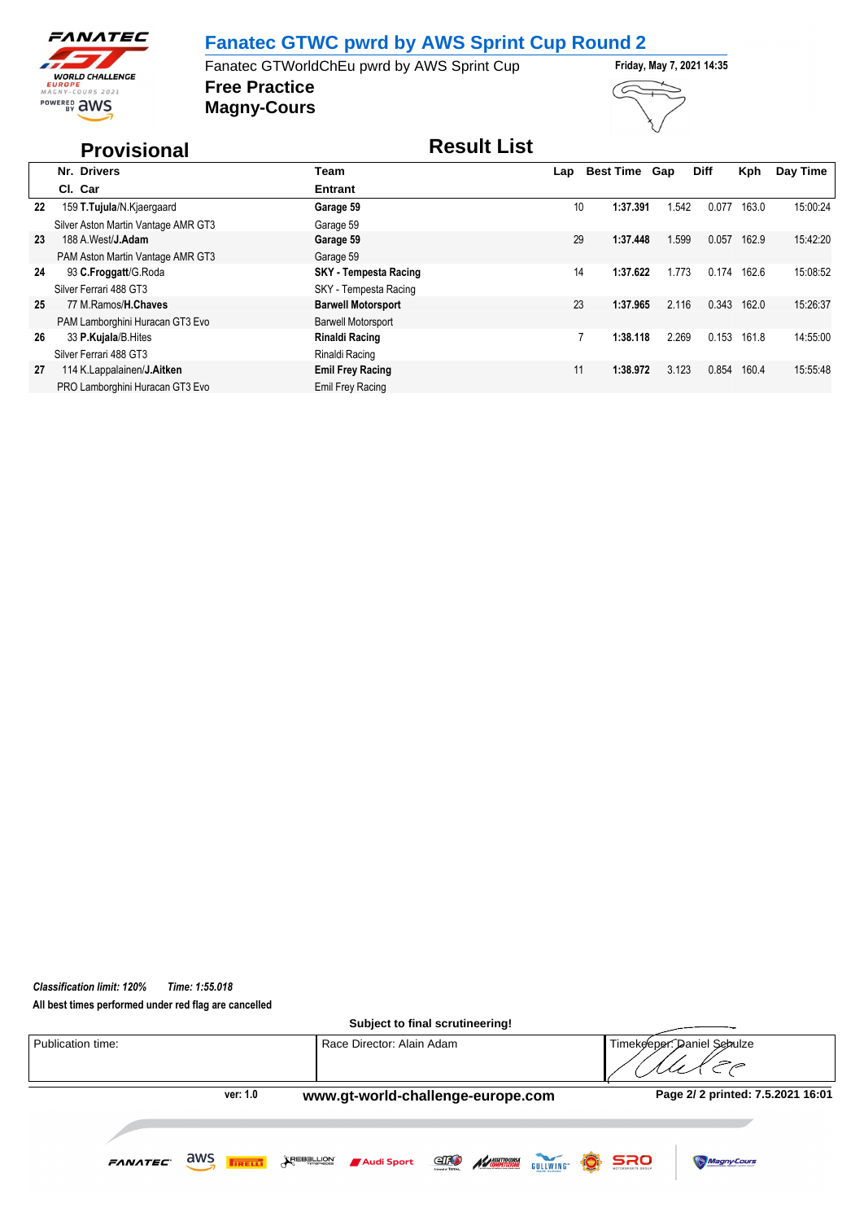# Fanatec GTWC pwrd by AWS Sprint Cup Round 2

Fanatec GTWorldChEu pwrd by AWS Sprint Cup

**Friday, May 7, 2021 14:35**

**Free Practice**

**Magny-Cours**

## Provisional

## Result List

| | Nr. Drivers / Cl. Car | Team / Entrant | Lap | Best Time | Gap | Diff | Kph | Day Time |
|---|---|---|---|---|---|---|---|---|
| 22 | 159 **T.Tujula**/N.Kjaergaard<br>Silver Aston Martin Vantage AMR GT3 | **Garage 59**<br>Garage 59 | 10 | **1:37.391** | 1.542 | 0.077 | 163.0 | 15:00:24 |
| 23 | 188 A.West/**J.Adam**<br>PAM Aston Martin Vantage AMR GT3 | **Garage 59**<br>Garage 59 | 29 | **1:37.448** | 1.599 | 0.057 | 162.9 | 15:42:20 |
| 24 | 93 **C.Froggatt**/G.Roda<br>Silver Ferrari 488 GT3 | **SKY - Tempesta Racing**<br>SKY - Tempesta Racing | 14 | **1:37.622** | 1.773 | 0.174 | 162.6 | 15:08:52 |
| 25 | 77 M.Ramos/**H.Chaves**<br>PAM Lamborghini Huracan GT3 Evo | **Barwell Motorsport**<br>Barwell Motorsport | 23 | **1:37.965** | 2.116 | 0.343 | 162.0 | 15:26:37 |
| 26 | 33 **P.Kujala**/B.Hites<br>Silver Ferrari 488 GT3 | **Rinaldi Racing**<br>Rinaldi Racing | 7 | **1:38.118** | 2.269 | 0.153 | 161.8 | 14:55:00 |
| 27 | 114 K.Lappalainen/**J.Aitken**<br>PRO Lamborghini Huracan GT3 Evo | **Emil Frey Racing**<br>Emil Frey Racing | 11 | **1:38.972** | 3.123 | 0.854 | 160.4 | 15:55:48 |

*Classification limit: 120%* *Time: 1:55.018*

**All best times performed under red flag are cancelled**

**Subject to final scrutineering!**

| Publication time: | Race Director: Alain Adam | Timekeeper: Daniel Schulze |
|---|---|---|

ver: 1.0

**www.gt-world-challenge-europe.com**

printed: 7.5.2021 16:01